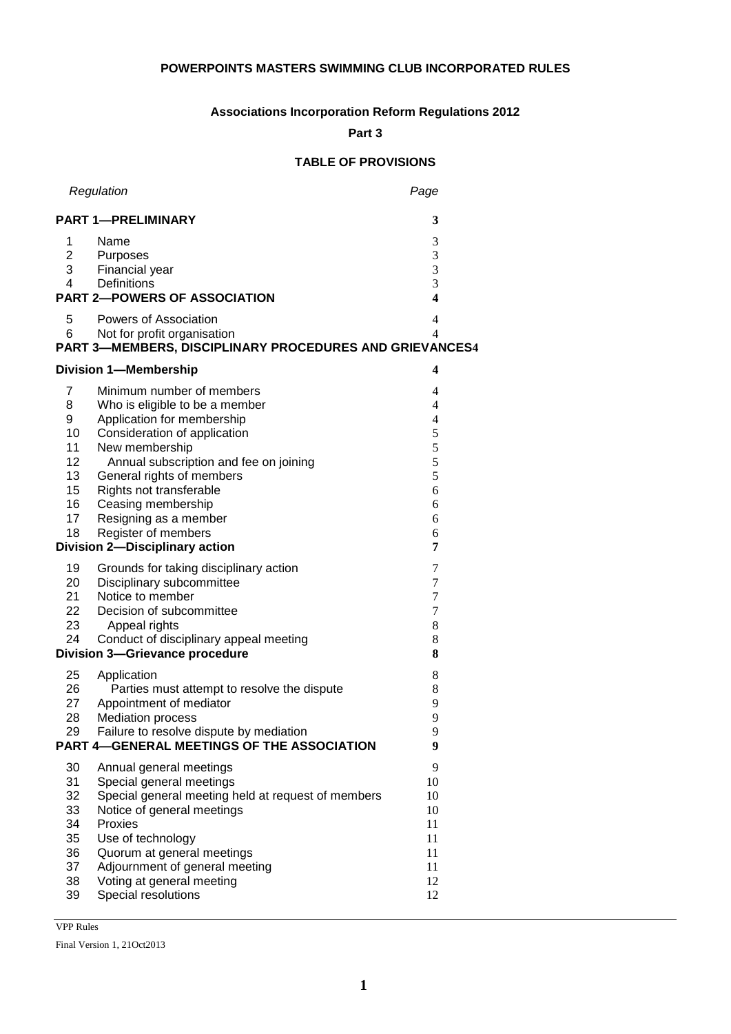# POWERPOINTS MASTERS SWIMMING CLUB INCORPORATED RULES

## Associations Incorporation Reform Regulations 2012

### Part 3

### TABLE OF PROVISIONS

| | *Regulation* | *Page* |
|---|---|---|
| | **PART 1—PRELIMINARY** | **3** |
| 1 | Name | 3 |
| 2 | Purposes | 3 |
| 3 | Financial year | 3 |
| 4 | Definitions | 3 |
| | **PART 2—POWERS OF ASSOCIATION** | **4** |
| 5 | Powers of Association | 4 |
| 6 | Not for profit organisation | 4 |
| | **PART 3—MEMBERS, DISCIPLINARY PROCEDURES AND GRIEVANCES** | **4** |
| | **Division 1—Membership** | **4** |
| 7 | Minimum number of members | 4 |
| 8 | Who is eligible to be a member | 4 |
| 9 | Application for membership | 4 |
| 10 | Consideration of application | 5 |
| 11 | New membership | 5 |
| 12 | Annual subscription and fee on joining | 5 |
| 13 | General rights of members | 5 |
| 15 | Rights not transferable | 6 |
| 16 | Ceasing membership | 6 |
| 17 | Resigning as a member | 6 |
| 18 | Register of members | 6 |
| | **Division 2—Disciplinary action** | **7** |
| 19 | Grounds for taking disciplinary action | 7 |
| 20 | Disciplinary subcommittee | 7 |
| 21 | Notice to member | 7 |
| 22 | Decision of subcommittee | 7 |
| 23 | Appeal rights | 8 |
| 24 | Conduct of disciplinary appeal meeting | 8 |
| | **Division 3—Grievance procedure** | **8** |
| 25 | Application | 8 |
| 26 | Parties must attempt to resolve the dispute | 8 |
| 27 | Appointment of mediator | 9 |
| 28 | Mediation process | 9 |
| 29 | Failure to resolve dispute by mediation | 9 |
| | **PART 4—GENERAL MEETINGS OF THE ASSOCIATION** | **9** |
| 30 | Annual general meetings | 9 |
| 31 | Special general meetings | 10 |
| 32 | Special general meeting held at request of members | 10 |
| 33 | Notice of general meetings | 10 |
| 34 | Proxies | 11 |
| 35 | Use of technology | 11 |
| 36 | Quorum at general meetings | 11 |
| 37 | Adjournment of general meeting | 11 |
| 38 | Voting at general meeting | 12 |
| 39 | Special resolutions | 12 |

VPP Rules

Final Version 1, 21Oct2013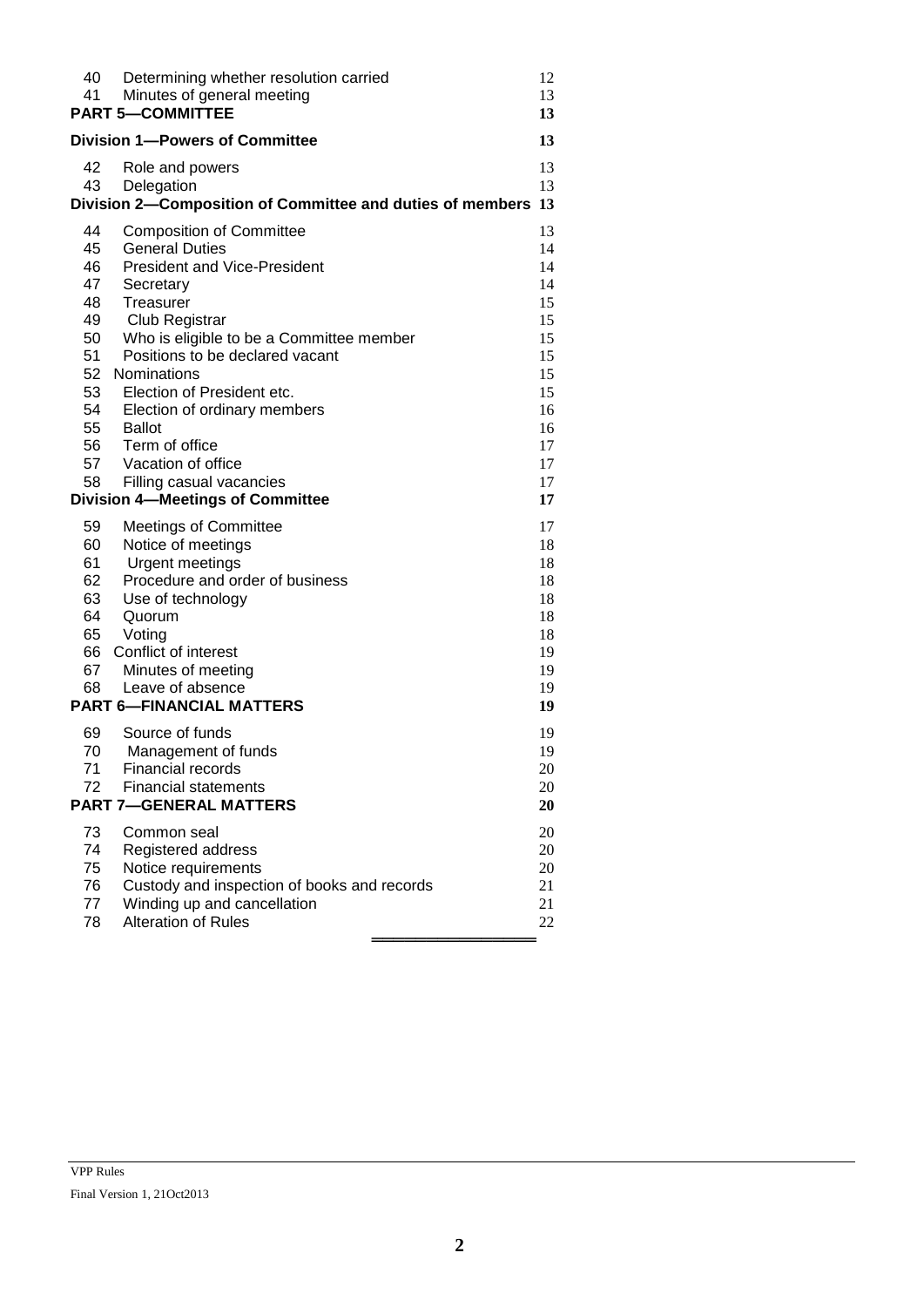| | | |
|---|---|---|
| 40 | Determining whether resolution carried | 12 |
| 41 | Minutes of general meeting | 13 |
| **PART 5—COMMITTEE** | | **13** |
| **Division 1—Powers of Committee** | | **13** |
| 42 | Role and powers | 13 |
| 43 | Delegation | 13 |
| **Division 2—Composition of Committee and duties of members** | | **13** |
| 44 | Composition of Committee | 13 |
| 45 | General Duties | 14 |
| 46 | President and Vice-President | 14 |
| 47 | Secretary | 14 |
| 48 | Treasurer | 15 |
| 49 | Club Registrar | 15 |
| 50 | Who is eligible to be a Committee member | 15 |
| 51 | Positions to be declared vacant | 15 |
| 52 | Nominations | 15 |
| 53 | Election of President etc. | 15 |
| 54 | Election of ordinary members | 16 |
| 55 | Ballot | 16 |
| 56 | Term of office | 17 |
| 57 | Vacation of office | 17 |
| 58 | Filling casual vacancies | 17 |
| **Division 4—Meetings of Committee** | | **17** |
| 59 | Meetings of Committee | 17 |
| 60 | Notice of meetings | 18 |
| 61 | Urgent meetings | 18 |
| 62 | Procedure and order of business | 18 |
| 63 | Use of technology | 18 |
| 64 | Quorum | 18 |
| 65 | Voting | 18 |
| 66 | Conflict of interest | 19 |
| 67 | Minutes of meeting | 19 |
| 68 | Leave of absence | 19 |
| **PART 6—FINANCIAL MATTERS** | | **19** |
| 69 | Source of funds | 19 |
| 70 | Management of funds | 19 |
| 71 | Financial records | 20 |
| 72 | Financial statements | 20 |
| **PART 7—GENERAL MATTERS** | | **20** |
| 73 | Common seal | 20 |
| 74 | Registered address | 20 |
| 75 | Notice requirements | 20 |
| 76 | Custody and inspection of books and records | 21 |
| 77 | Winding up and cancellation | 21 |
| 78 | Alteration of Rules | 22 |

VPP Rules

Final Version 1, 21Oct2013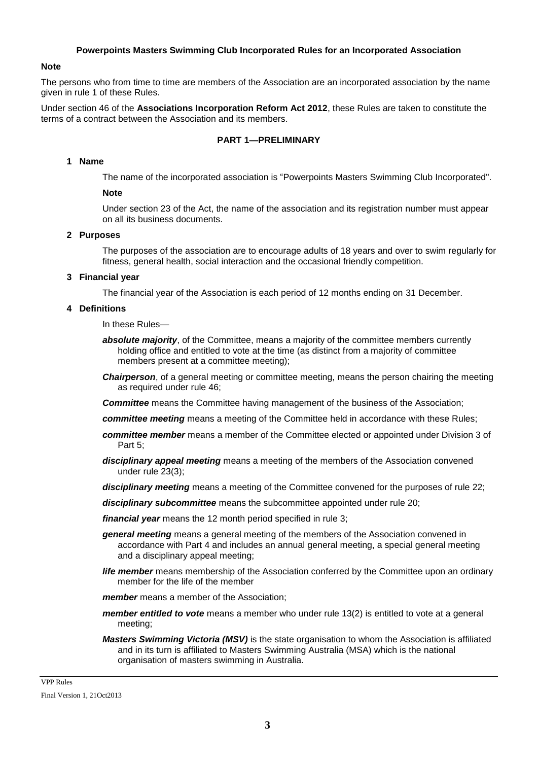**Powerpoints Masters Swimming Club Incorporated Rules for an Incorporated Association**

**Note**

The persons who from time to time are members of the Association are an incorporated association by the name given in rule 1 of these Rules.

Under section 46 of the **Associations Incorporation Reform Act 2012**, these Rules are taken to constitute the terms of a contract between the Association and its members.

## PART 1—PRELIMINARY

### 1 Name

The name of the incorporated association is "Powerpoints Masters Swimming Club Incorporated".

**Note**

Under section 23 of the Act, the name of the association and its registration number must appear on all its business documents.

### 2 Purposes

The purposes of the association are to encourage adults of 18 years and over to swim regularly for fitness, general health, social interaction and the occasional friendly competition.

### 3 Financial year

The financial year of the Association is each period of 12 months ending on 31 December.

### 4 Definitions

In these Rules—

***absolute majority***, of the Committee, means a majority of the committee members currently holding office and entitled to vote at the time (as distinct from a majority of committee members present at a committee meeting);

***Chairperson***, of a general meeting or committee meeting, means the person chairing the meeting as required under rule 46;

***Committee*** means the Committee having management of the business of the Association;

***committee meeting*** means a meeting of the Committee held in accordance with these Rules;

***committee member*** means a member of the Committee elected or appointed under Division 3 of Part 5;

***disciplinary appeal meeting*** means a meeting of the members of the Association convened under rule 23(3);

***disciplinary meeting*** means a meeting of the Committee convened for the purposes of rule 22;

***disciplinary subcommittee*** means the subcommittee appointed under rule 20;

***financial year*** means the 12 month period specified in rule 3;

***general meeting*** means a general meeting of the members of the Association convened in accordance with Part 4 and includes an annual general meeting, a special general meeting and a disciplinary appeal meeting;

***life member*** means membership of the Association conferred by the Committee upon an ordinary member for the life of the member

***member*** means a member of the Association;

***member entitled to vote*** means a member who under rule 13(2) is entitled to vote at a general meeting;

***Masters Swimming Victoria (MSV)*** is the state organisation to whom the Association is affiliated and in its turn is affiliated to Masters Swimming Australia (MSA) which is the national organisation of masters swimming in Australia.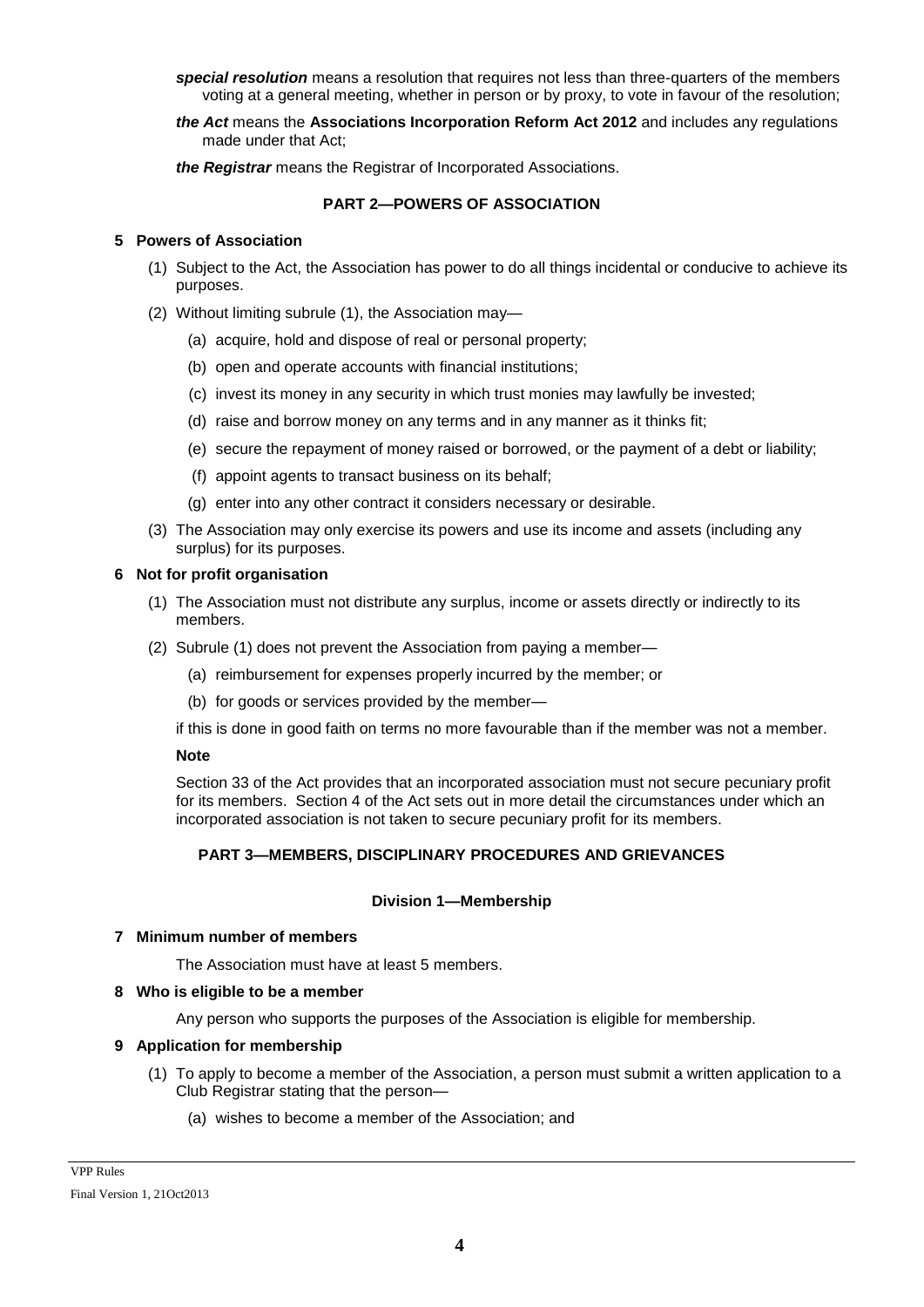***special resolution*** means a resolution that requires not less than three-quarters of the members voting at a general meeting, whether in person or by proxy, to vote in favour of the resolution;

***the Act*** means the **Associations Incorporation Reform Act 2012** and includes any regulations made under that Act;

***the Registrar*** means the Registrar of Incorporated Associations.

## PART 2—POWERS OF ASSOCIATION

### 5 Powers of Association

(1) Subject to the Act, the Association has power to do all things incidental or conducive to achieve its purposes.

(2) Without limiting subrule (1), the Association may—

- (a) acquire, hold and dispose of real or personal property;
- (b) open and operate accounts with financial institutions;
- (c) invest its money in any security in which trust monies may lawfully be invested;
- (d) raise and borrow money on any terms and in any manner as it thinks fit;
- (e) secure the repayment of money raised or borrowed, or the payment of a debt or liability;
- (f) appoint agents to transact business on its behalf;
- (g) enter into any other contract it considers necessary or desirable.

(3) The Association may only exercise its powers and use its income and assets (including any surplus) for its purposes.

### 6 Not for profit organisation

(1) The Association must not distribute any surplus, income or assets directly or indirectly to its members.

(2) Subrule (1) does not prevent the Association from paying a member—

- (a) reimbursement for expenses properly incurred by the member; or
- (b) for goods or services provided by the member—

if this is done in good faith on terms no more favourable than if the member was not a member.

**Note**

Section 33 of the Act provides that an incorporated association must not secure pecuniary profit for its members. Section 4 of the Act sets out in more detail the circumstances under which an incorporated association is not taken to secure pecuniary profit for its members.

## PART 3—MEMBERS, DISCIPLINARY PROCEDURES AND GRIEVANCES

### Division 1—Membership

### 7 Minimum number of members

The Association must have at least 5 members.

### 8 Who is eligible to be a member

Any person who supports the purposes of the Association is eligible for membership.

### 9 Application for membership

(1) To apply to become a member of the Association, a person must submit a written application to a Club Registrar stating that the person—

- (a) wishes to become a member of the Association; and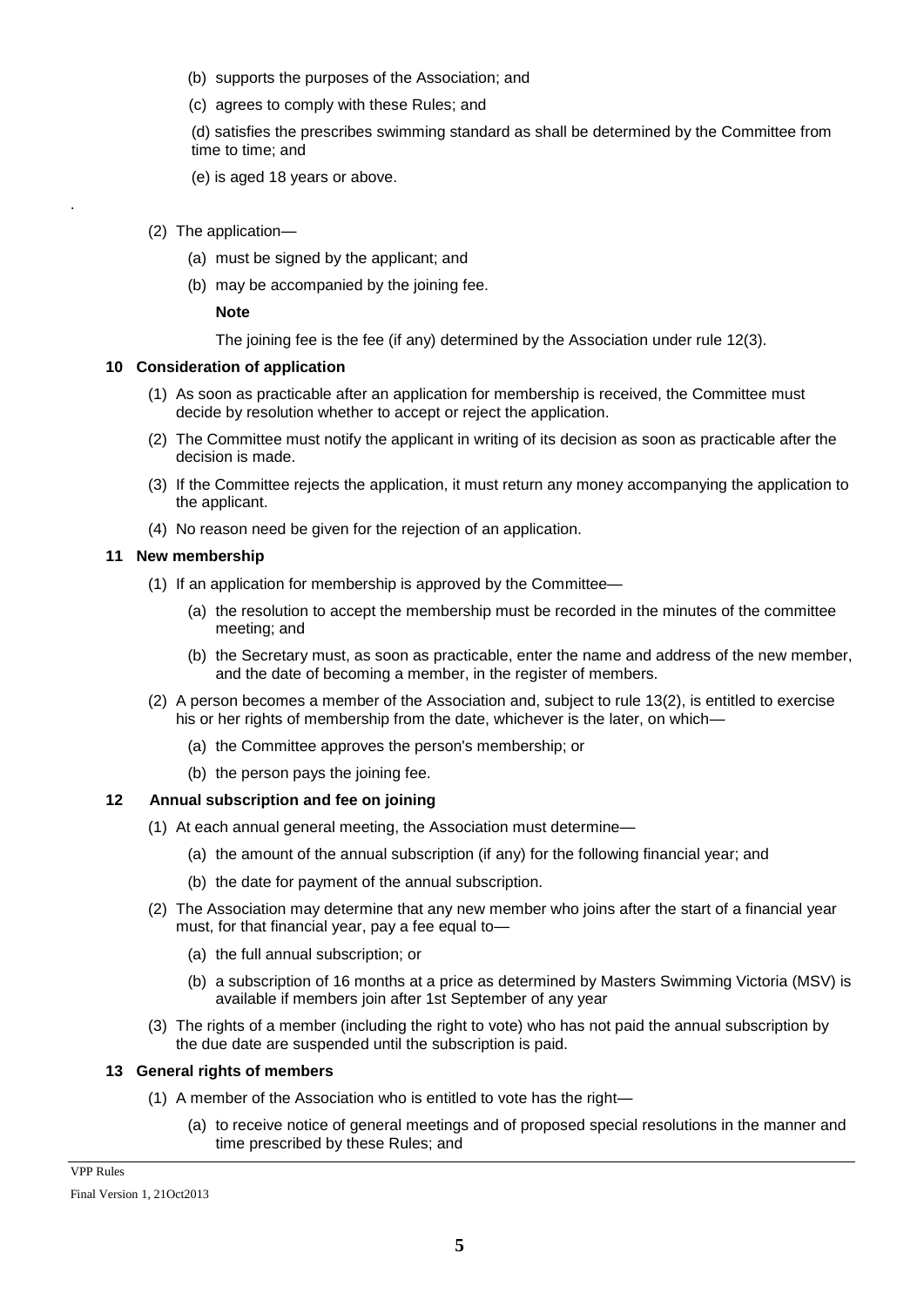(b) supports the purposes of the Association; and

(c) agrees to comply with these Rules; and

(d) satisfies the prescribes swimming standard as shall be determined by the Committee from time to time; and

(e) is aged 18 years or above.

(2) The application—

(a) must be signed by the applicant; and

(b) may be accompanied by the joining fee.

**Note**

The joining fee is the fee (if any) determined by the Association under rule 12(3).

### 10 Consideration of application

(1) As soon as practicable after an application for membership is received, the Committee must decide by resolution whether to accept or reject the application.

(2) The Committee must notify the applicant in writing of its decision as soon as practicable after the decision is made.

(3) If the Committee rejects the application, it must return any money accompanying the application to the applicant.

(4) No reason need be given for the rejection of an application.

### 11 New membership

(1) If an application for membership is approved by the Committee—

(a) the resolution to accept the membership must be recorded in the minutes of the committee meeting; and

(b) the Secretary must, as soon as practicable, enter the name and address of the new member, and the date of becoming a member, in the register of members.

(2) A person becomes a member of the Association and, subject to rule 13(2), is entitled to exercise his or her rights of membership from the date, whichever is the later, on which—

(a) the Committee approves the person's membership; or

(b) the person pays the joining fee.

### 12 Annual subscription and fee on joining

(1) At each annual general meeting, the Association must determine—

(a) the amount of the annual subscription (if any) for the following financial year; and

(b) the date for payment of the annual subscription.

(2) The Association may determine that any new member who joins after the start of a financial year must, for that financial year, pay a fee equal to—

(a) the full annual subscription; or

(b) a subscription of 16 months at a price as determined by Masters Swimming Victoria (MSV) is available if members join after 1st September of any year

(3) The rights of a member (including the right to vote) who has not paid the annual subscription by the due date are suspended until the subscription is paid.

### 13 General rights of members

(1) A member of the Association who is entitled to vote has the right—

(a) to receive notice of general meetings and of proposed special resolutions in the manner and time prescribed by these Rules; and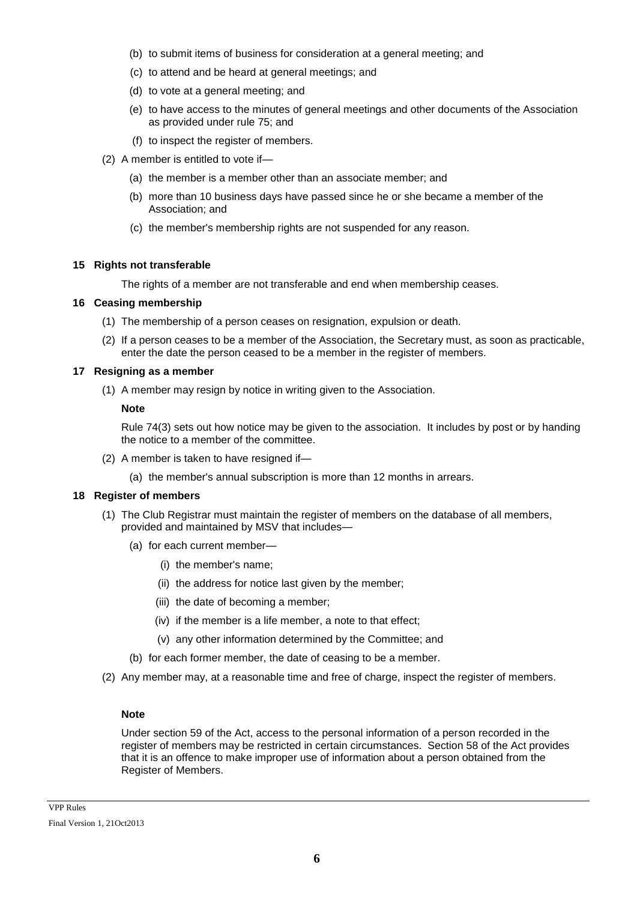(b) to submit items of business for consideration at a general meeting; and

(c) to attend and be heard at general meetings; and

(d) to vote at a general meeting; and

(e) to have access to the minutes of general meetings and other documents of the Association as provided under rule 75; and

(f) to inspect the register of members.

(2) A member is entitled to vote if—

(a) the member is a member other than an associate member; and

(b) more than 10 business days have passed since he or she became a member of the Association; and

(c) the member's membership rights are not suspended for any reason.

**15 Rights not transferable**

The rights of a member are not transferable and end when membership ceases.

**16 Ceasing membership**

(1) The membership of a person ceases on resignation, expulsion or death.

(2) If a person ceases to be a member of the Association, the Secretary must, as soon as practicable, enter the date the person ceased to be a member in the register of members.

**17 Resigning as a member**

(1) A member may resign by notice in writing given to the Association.

**Note**

Rule 74(3) sets out how notice may be given to the association. It includes by post or by handing the notice to a member of the committee.

(2) A member is taken to have resigned if—

(a) the member's annual subscription is more than 12 months in arrears.

**18 Register of members**

(1) The Club Registrar must maintain the register of members on the database of all members, provided and maintained by MSV that includes—

(a) for each current member—

(i) the member's name;

(ii) the address for notice last given by the member;

(iii) the date of becoming a member;

(iv) if the member is a life member, a note to that effect;

(v) any other information determined by the Committee; and

(b) for each former member, the date of ceasing to be a member.

(2) Any member may, at a reasonable time and free of charge, inspect the register of members.

**Note**

Under section 59 of the Act, access to the personal information of a person recorded in the register of members may be restricted in certain circumstances. Section 58 of the Act provides that it is an offence to make improper use of information about a person obtained from the Register of Members.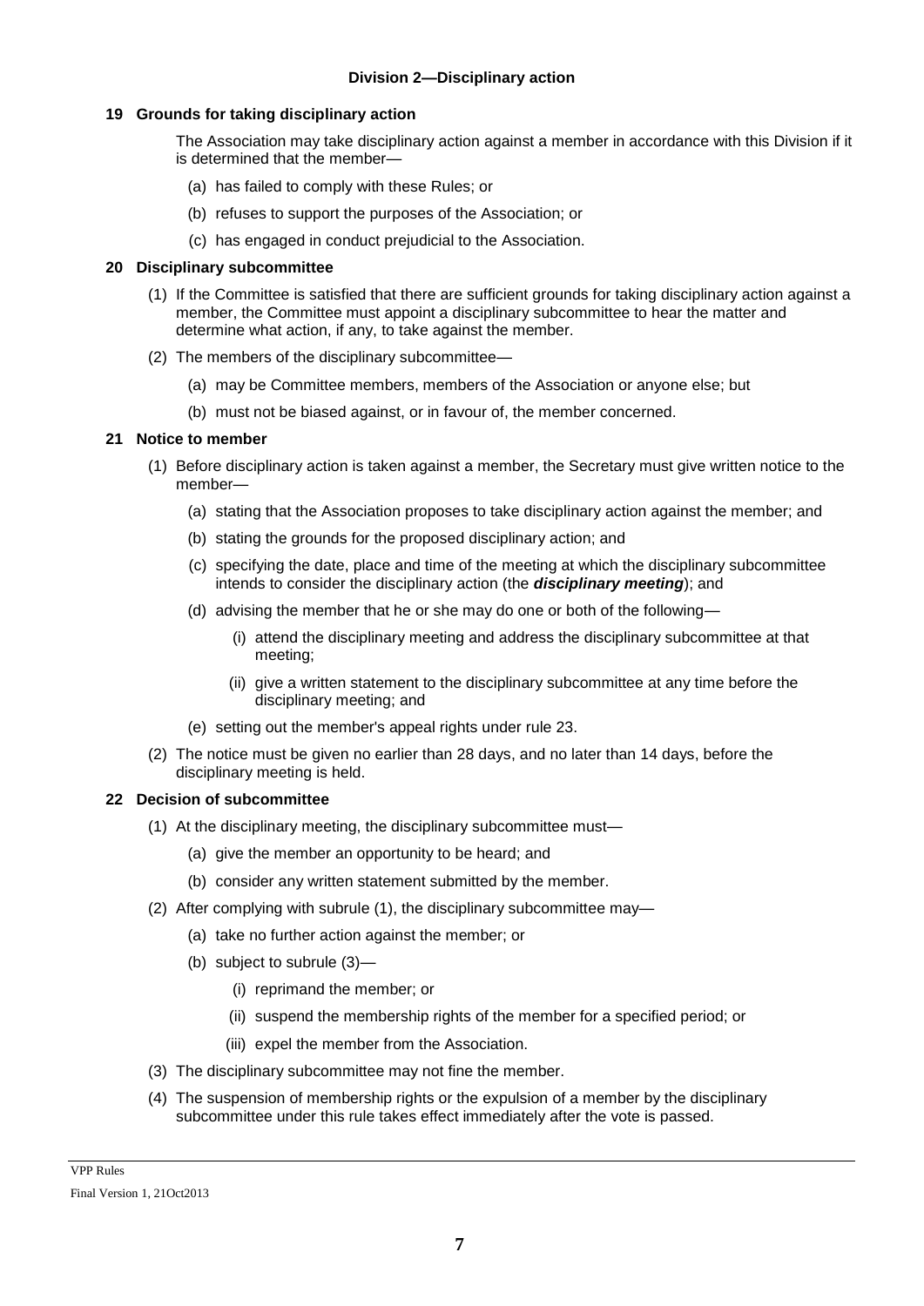## Division 2—Disciplinary action

### 19 Grounds for taking disciplinary action

The Association may take disciplinary action against a member in accordance with this Division if it is determined that the member—

(a) has failed to comply with these Rules; or

(b) refuses to support the purposes of the Association; or

(c) has engaged in conduct prejudicial to the Association.

### 20 Disciplinary subcommittee

(1) If the Committee is satisfied that there are sufficient grounds for taking disciplinary action against a member, the Committee must appoint a disciplinary subcommittee to hear the matter and determine what action, if any, to take against the member.

(2) The members of the disciplinary subcommittee—

(a) may be Committee members, members of the Association or anyone else; but

(b) must not be biased against, or in favour of, the member concerned.

### 21 Notice to member

(1) Before disciplinary action is taken against a member, the Secretary must give written notice to the member—

(a) stating that the Association proposes to take disciplinary action against the member; and

(b) stating the grounds for the proposed disciplinary action; and

(c) specifying the date, place and time of the meeting at which the disciplinary subcommittee intends to consider the disciplinary action (the ***disciplinary meeting***); and

(d) advising the member that he or she may do one or both of the following—

(i) attend the disciplinary meeting and address the disciplinary subcommittee at that meeting;

(ii) give a written statement to the disciplinary subcommittee at any time before the disciplinary meeting; and

(e) setting out the member's appeal rights under rule 23.

(2) The notice must be given no earlier than 28 days, and no later than 14 days, before the disciplinary meeting is held.

### 22 Decision of subcommittee

(1) At the disciplinary meeting, the disciplinary subcommittee must—

(a) give the member an opportunity to be heard; and

(b) consider any written statement submitted by the member.

(2) After complying with subrule (1), the disciplinary subcommittee may—

(a) take no further action against the member; or

(b) subject to subrule (3)—

(i) reprimand the member; or

(ii) suspend the membership rights of the member for a specified period; or

(iii) expel the member from the Association.

(3) The disciplinary subcommittee may not fine the member.

(4) The suspension of membership rights or the expulsion of a member by the disciplinary subcommittee under this rule takes effect immediately after the vote is passed.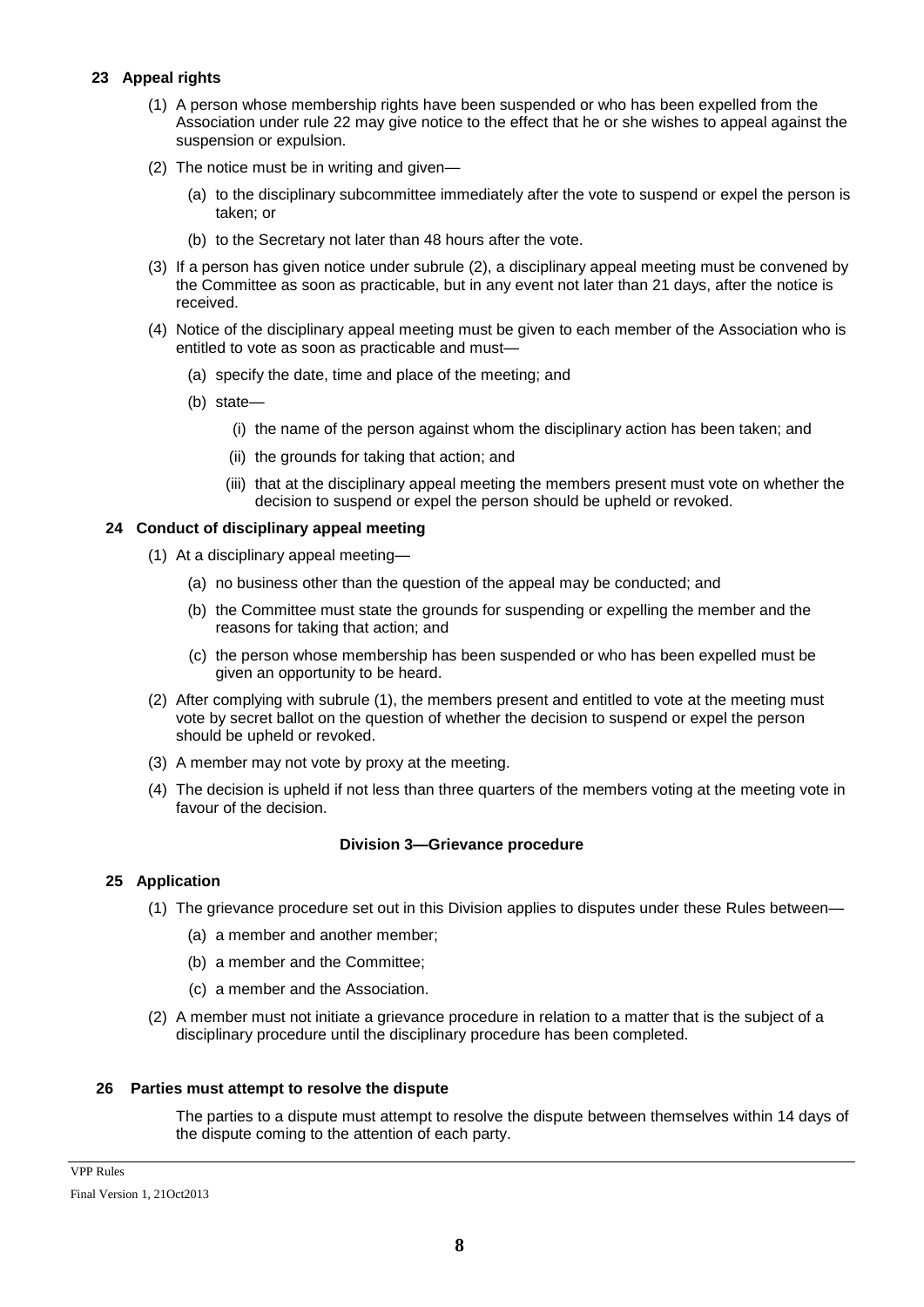### 23 Appeal rights

(1) A person whose membership rights have been suspended or who has been expelled from the Association under rule 22 may give notice to the effect that he or she wishes to appeal against the suspension or expulsion.

(2) The notice must be in writing and given—

(a) to the disciplinary subcommittee immediately after the vote to suspend or expel the person is taken; or

(b) to the Secretary not later than 48 hours after the vote.

(3) If a person has given notice under subrule (2), a disciplinary appeal meeting must be convened by the Committee as soon as practicable, but in any event not later than 21 days, after the notice is received.

(4) Notice of the disciplinary appeal meeting must be given to each member of the Association who is entitled to vote as soon as practicable and must—

(a) specify the date, time and place of the meeting; and

(b) state—

(i) the name of the person against whom the disciplinary action has been taken; and

(ii) the grounds for taking that action; and

(iii) that at the disciplinary appeal meeting the members present must vote on whether the decision to suspend or expel the person should be upheld or revoked.

### 24 Conduct of disciplinary appeal meeting

(1) At a disciplinary appeal meeting—

(a) no business other than the question of the appeal may be conducted; and

(b) the Committee must state the grounds for suspending or expelling the member and the reasons for taking that action; and

(c) the person whose membership has been suspended or who has been expelled must be given an opportunity to be heard.

(2) After complying with subrule (1), the members present and entitled to vote at the meeting must vote by secret ballot on the question of whether the decision to suspend or expel the person should be upheld or revoked.

(3) A member may not vote by proxy at the meeting.

(4) The decision is upheld if not less than three quarters of the members voting at the meeting vote in favour of the decision.

## Division 3—Grievance procedure

### 25 Application

(1) The grievance procedure set out in this Division applies to disputes under these Rules between—

(a) a member and another member;

(b) a member and the Committee;

(c) a member and the Association.

(2) A member must not initiate a grievance procedure in relation to a matter that is the subject of a disciplinary procedure until the disciplinary procedure has been completed.

### 26 Parties must attempt to resolve the dispute

The parties to a dispute must attempt to resolve the dispute between themselves within 14 days of the dispute coming to the attention of each party.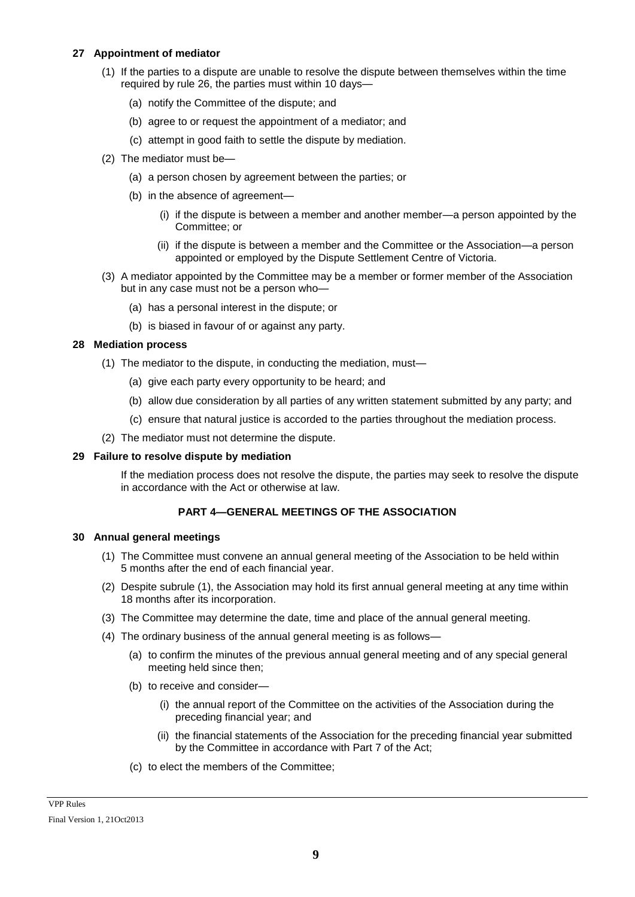**27 Appointment of mediator**

(1) If the parties to a dispute are unable to resolve the dispute between themselves within the time required by rule 26, the parties must within 10 days—

(a) notify the Committee of the dispute; and

(b) agree to or request the appointment of a mediator; and

(c) attempt in good faith to settle the dispute by mediation.

(2) The mediator must be—

(a) a person chosen by agreement between the parties; or

(b) in the absence of agreement—

(i) if the dispute is between a member and another member—a person appointed by the Committee; or

(ii) if the dispute is between a member and the Committee or the Association—a person appointed or employed by the Dispute Settlement Centre of Victoria.

(3) A mediator appointed by the Committee may be a member or former member of the Association but in any case must not be a person who—

(a) has a personal interest in the dispute; or

(b) is biased in favour of or against any party.

**28 Mediation process**

(1) The mediator to the dispute, in conducting the mediation, must—

(a) give each party every opportunity to be heard; and

(b) allow due consideration by all parties of any written statement submitted by any party; and

(c) ensure that natural justice is accorded to the parties throughout the mediation process.

(2) The mediator must not determine the dispute.

**29 Failure to resolve dispute by mediation**

If the mediation process does not resolve the dispute, the parties may seek to resolve the dispute in accordance with the Act or otherwise at law.

## PART 4—GENERAL MEETINGS OF THE ASSOCIATION

**30 Annual general meetings**

(1) The Committee must convene an annual general meeting of the Association to be held within 5 months after the end of each financial year.

(2) Despite subrule (1), the Association may hold its first annual general meeting at any time within 18 months after its incorporation.

(3) The Committee may determine the date, time and place of the annual general meeting.

(4) The ordinary business of the annual general meeting is as follows—

(a) to confirm the minutes of the previous annual general meeting and of any special general meeting held since then;

(b) to receive and consider—

(i) the annual report of the Committee on the activities of the Association during the preceding financial year; and

(ii) the financial statements of the Association for the preceding financial year submitted by the Committee in accordance with Part 7 of the Act;

(c) to elect the members of the Committee;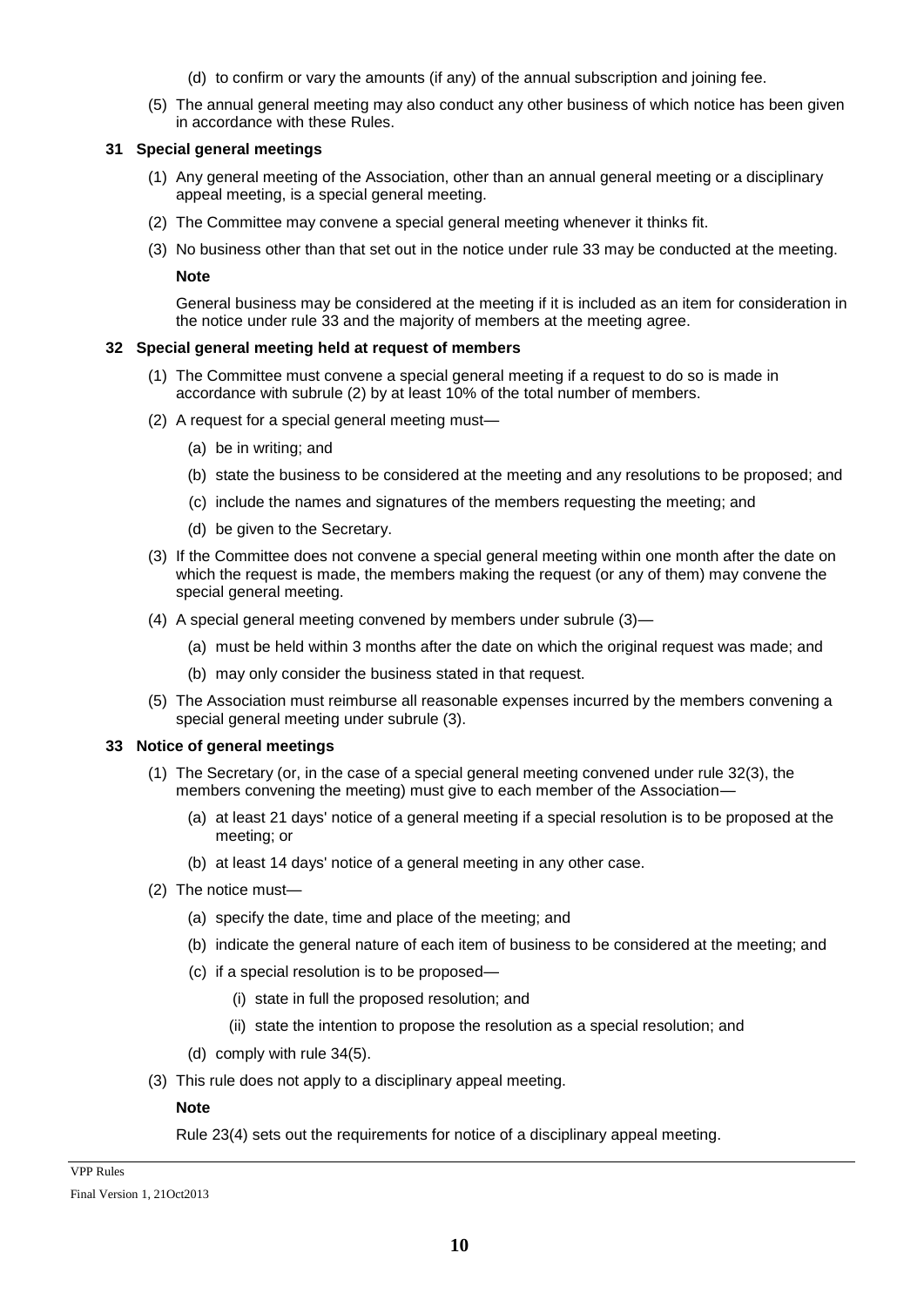(d) to confirm or vary the amounts (if any) of the annual subscription and joining fee.

(5) The annual general meeting may also conduct any other business of which notice has been given in accordance with these Rules.

### 31 Special general meetings

(1) Any general meeting of the Association, other than an annual general meeting or a disciplinary appeal meeting, is a special general meeting.

(2) The Committee may convene a special general meeting whenever it thinks fit.

(3) No business other than that set out in the notice under rule 33 may be conducted at the meeting.

**Note**

General business may be considered at the meeting if it is included as an item for consideration in the notice under rule 33 and the majority of members at the meeting agree.

### 32 Special general meeting held at request of members

(1) The Committee must convene a special general meeting if a request to do so is made in accordance with subrule (2) by at least 10% of the total number of members.

(2) A request for a special general meeting must—

- (a) be in writing; and
- (b) state the business to be considered at the meeting and any resolutions to be proposed; and
- (c) include the names and signatures of the members requesting the meeting; and
- (d) be given to the Secretary.

(3) If the Committee does not convene a special general meeting within one month after the date on which the request is made, the members making the request (or any of them) may convene the special general meeting.

(4) A special general meeting convened by members under subrule (3)—

- (a) must be held within 3 months after the date on which the original request was made; and
- (b) may only consider the business stated in that request.

(5) The Association must reimburse all reasonable expenses incurred by the members convening a special general meeting under subrule (3).

### 33 Notice of general meetings

(1) The Secretary (or, in the case of a special general meeting convened under rule 32(3), the members convening the meeting) must give to each member of the Association—

- (a) at least 21 days' notice of a general meeting if a special resolution is to be proposed at the meeting; or
- (b) at least 14 days' notice of a general meeting in any other case.

(2) The notice must—

- (a) specify the date, time and place of the meeting; and
- (b) indicate the general nature of each item of business to be considered at the meeting; and
- (c) if a special resolution is to be proposed—
  - (i) state in full the proposed resolution; and
  - (ii) state the intention to propose the resolution as a special resolution; and
- (d) comply with rule 34(5).

(3) This rule does not apply to a disciplinary appeal meeting.

**Note**

Rule 23(4) sets out the requirements for notice of a disciplinary appeal meeting.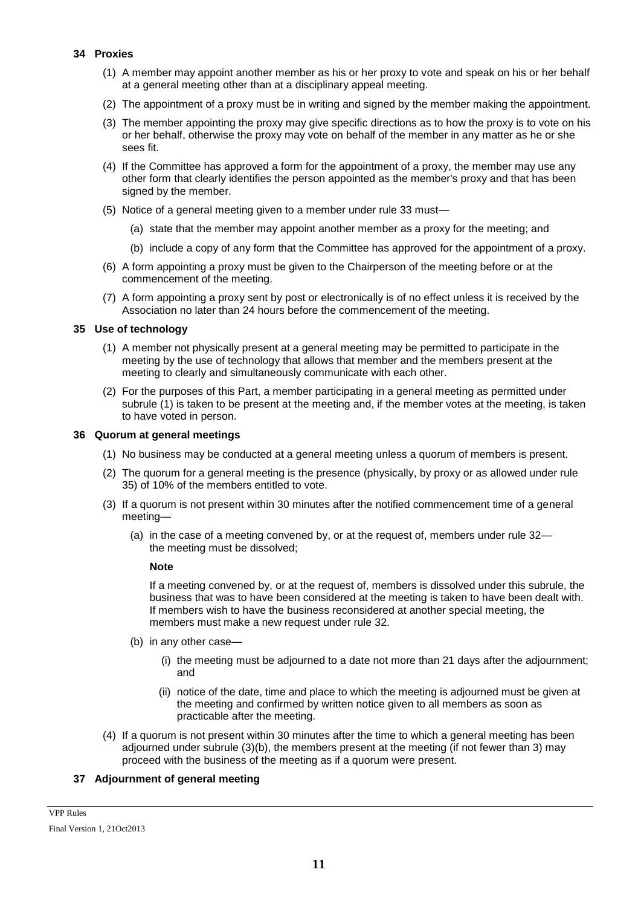### 34 Proxies

(1) A member may appoint another member as his or her proxy to vote and speak on his or her behalf at a general meeting other than at a disciplinary appeal meeting.

(2) The appointment of a proxy must be in writing and signed by the member making the appointment.

(3) The member appointing the proxy may give specific directions as to how the proxy is to vote on his or her behalf, otherwise the proxy may vote on behalf of the member in any matter as he or she sees fit.

(4) If the Committee has approved a form for the appointment of a proxy, the member may use any other form that clearly identifies the person appointed as the member's proxy and that has been signed by the member.

(5) Notice of a general meeting given to a member under rule 33 must—

- (a) state that the member may appoint another member as a proxy for the meeting; and
- (b) include a copy of any form that the Committee has approved for the appointment of a proxy.

(6) A form appointing a proxy must be given to the Chairperson of the meeting before or at the commencement of the meeting.

(7) A form appointing a proxy sent by post or electronically is of no effect unless it is received by the Association no later than 24 hours before the commencement of the meeting.

### 35 Use of technology

(1) A member not physically present at a general meeting may be permitted to participate in the meeting by the use of technology that allows that member and the members present at the meeting to clearly and simultaneously communicate with each other.

(2) For the purposes of this Part, a member participating in a general meeting as permitted under subrule (1) is taken to be present at the meeting and, if the member votes at the meeting, is taken to have voted in person.

### 36 Quorum at general meetings

(1) No business may be conducted at a general meeting unless a quorum of members is present.

(2) The quorum for a general meeting is the presence (physically, by proxy or as allowed under rule 35) of 10% of the members entitled to vote.

(3) If a quorum is not present within 30 minutes after the notified commencement time of a general meeting—

- (a) in the case of a meeting convened by, or at the request of, members under rule 32—the meeting must be dissolved;

  **Note**

  If a meeting convened by, or at the request of, members is dissolved under this subrule, the business that was to have been considered at the meeting is taken to have been dealt with. If members wish to have the business reconsidered at another special meeting, the members must make a new request under rule 32.

- (b) in any other case—
  - (i) the meeting must be adjourned to a date not more than 21 days after the adjournment; and
  - (ii) notice of the date, time and place to which the meeting is adjourned must be given at the meeting and confirmed by written notice given to all members as soon as practicable after the meeting.

(4) If a quorum is not present within 30 minutes after the time to which a general meeting has been adjourned under subrule (3)(b), the members present at the meeting (if not fewer than 3) may proceed with the business of the meeting as if a quorum were present.

### 37 Adjournment of general meeting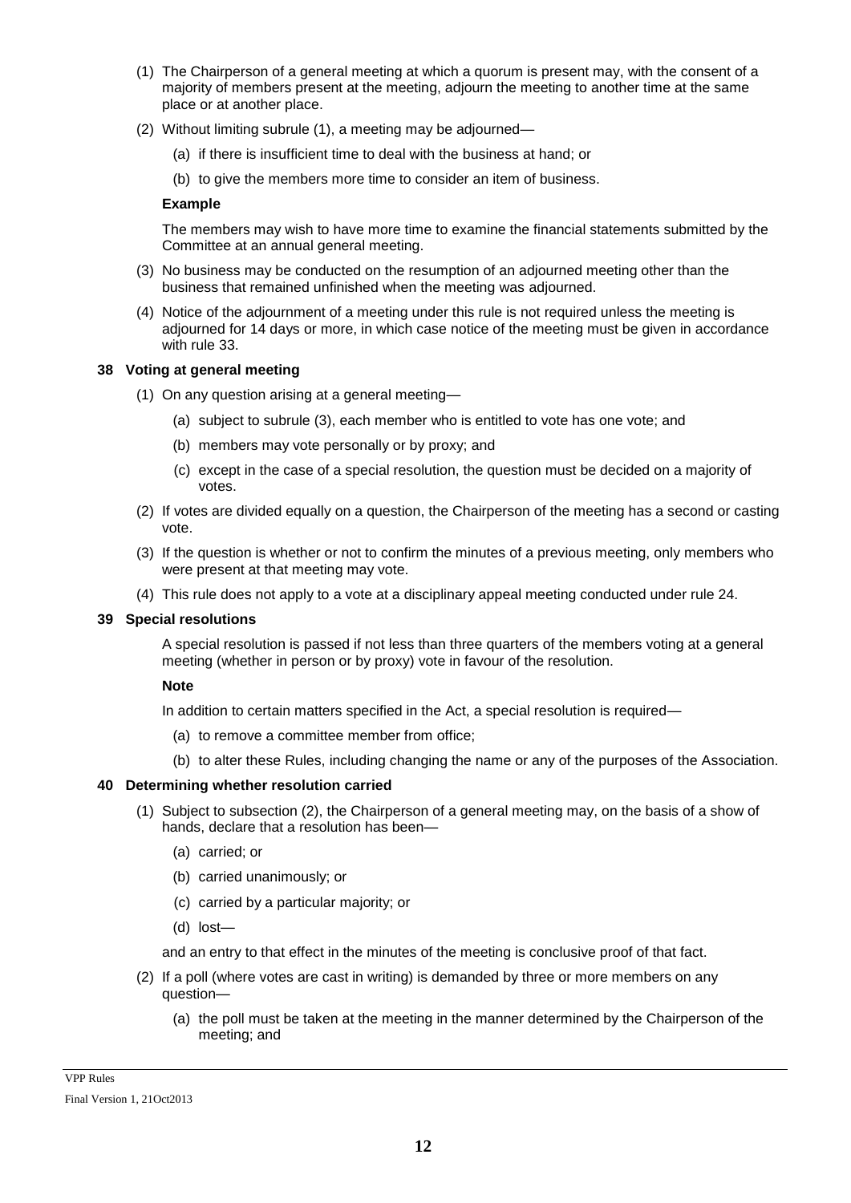(1) The Chairperson of a general meeting at which a quorum is present may, with the consent of a majority of members present at the meeting, adjourn the meeting to another time at the same place or at another place.

(2) Without limiting subrule (1), a meeting may be adjourned—

  (a) if there is insufficient time to deal with the business at hand; or

  (b) to give the members more time to consider an item of business.

**Example**

The members may wish to have more time to examine the financial statements submitted by the Committee at an annual general meeting.

(3) No business may be conducted on the resumption of an adjourned meeting other than the business that remained unfinished when the meeting was adjourned.

(4) Notice of the adjournment of a meeting under this rule is not required unless the meeting is adjourned for 14 days or more, in which case notice of the meeting must be given in accordance with rule 33.

### 38 Voting at general meeting

(1) On any question arising at a general meeting—

  (a) subject to subrule (3), each member who is entitled to vote has one vote; and

  (b) members may vote personally or by proxy; and

  (c) except in the case of a special resolution, the question must be decided on a majority of votes.

(2) If votes are divided equally on a question, the Chairperson of the meeting has a second or casting vote.

(3) If the question is whether or not to confirm the minutes of a previous meeting, only members who were present at that meeting may vote.

(4) This rule does not apply to a vote at a disciplinary appeal meeting conducted under rule 24.

### 39 Special resolutions

A special resolution is passed if not less than three quarters of the members voting at a general meeting (whether in person or by proxy) vote in favour of the resolution.

**Note**

In addition to certain matters specified in the Act, a special resolution is required—

  (a) to remove a committee member from office;

  (b) to alter these Rules, including changing the name or any of the purposes of the Association.

### 40 Determining whether resolution carried

(1) Subject to subsection (2), the Chairperson of a general meeting may, on the basis of a show of hands, declare that a resolution has been—

  (a) carried; or

  (b) carried unanimously; or

  (c) carried by a particular majority; or

  (d) lost—

and an entry to that effect in the minutes of the meeting is conclusive proof of that fact.

(2) If a poll (where votes are cast in writing) is demanded by three or more members on any question—

  (a) the poll must be taken at the meeting in the manner determined by the Chairperson of the meeting; and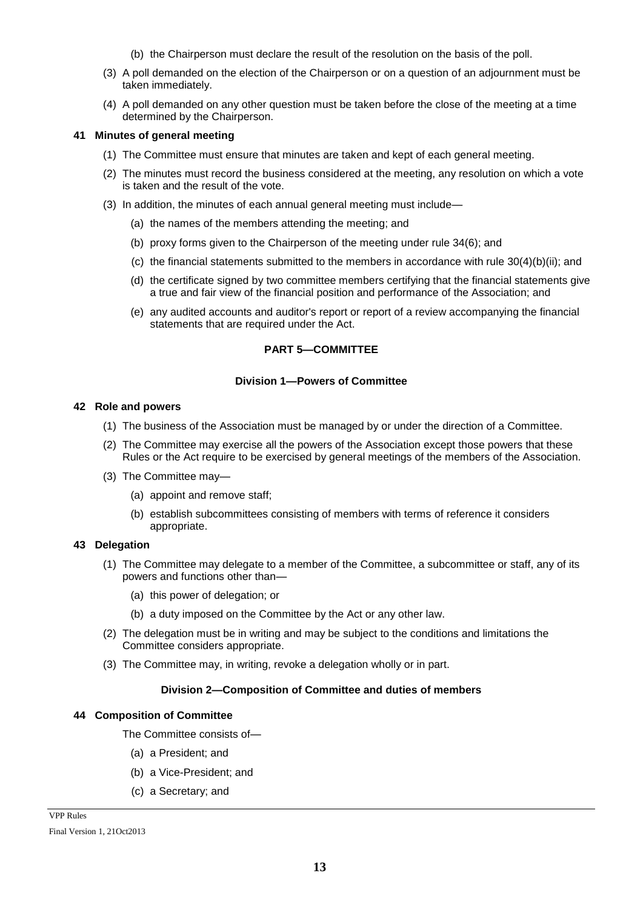(b) the Chairperson must declare the result of the resolution on the basis of the poll.

(3) A poll demanded on the election of the Chairperson or on a question of an adjournment must be taken immediately.

(4) A poll demanded on any other question must be taken before the close of the meeting at a time determined by the Chairperson.

**41 Minutes of general meeting**

(1) The Committee must ensure that minutes are taken and kept of each general meeting.

(2) The minutes must record the business considered at the meeting, any resolution on which a vote is taken and the result of the vote.

(3) In addition, the minutes of each annual general meeting must include—

(a) the names of the members attending the meeting; and

(b) proxy forms given to the Chairperson of the meeting under rule 34(6); and

(c) the financial statements submitted to the members in accordance with rule 30(4)(b)(ii); and

(d) the certificate signed by two committee members certifying that the financial statements give a true and fair view of the financial position and performance of the Association; and

(e) any audited accounts and auditor's report or report of a review accompanying the financial statements that are required under the Act.

## PART 5—COMMITTEE

### Division 1—Powers of Committee

**42 Role and powers**

(1) The business of the Association must be managed by or under the direction of a Committee.

(2) The Committee may exercise all the powers of the Association except those powers that these Rules or the Act require to be exercised by general meetings of the members of the Association.

(3) The Committee may—

(a) appoint and remove staff;

(b) establish subcommittees consisting of members with terms of reference it considers appropriate.

**43 Delegation**

(1) The Committee may delegate to a member of the Committee, a subcommittee or staff, any of its powers and functions other than—

(a) this power of delegation; or

(b) a duty imposed on the Committee by the Act or any other law.

(2) The delegation must be in writing and may be subject to the conditions and limitations the Committee considers appropriate.

(3) The Committee may, in writing, revoke a delegation wholly or in part.

### Division 2—Composition of Committee and duties of members

**44 Composition of Committee**

The Committee consists of—

(a) a President; and

(b) a Vice-President; and

(c) a Secretary; and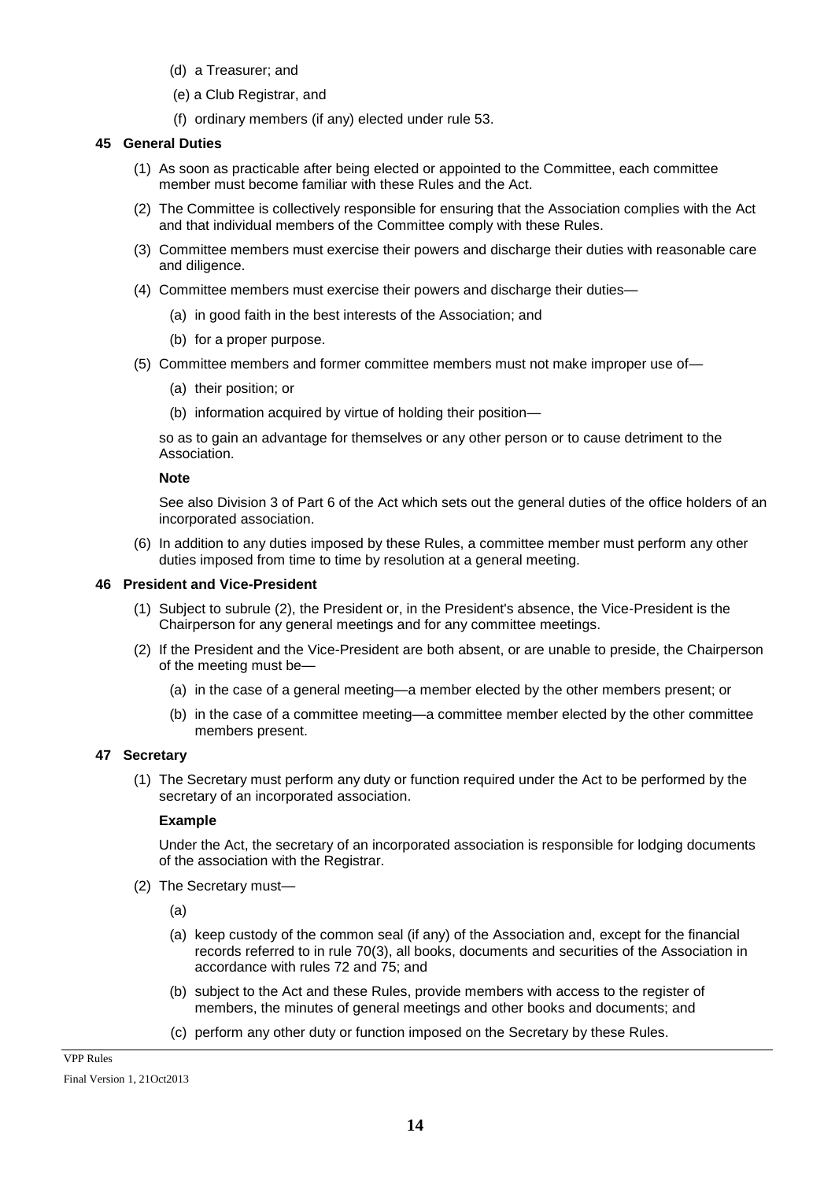(d) a Treasurer; and

(e) a Club Registrar, and

(f) ordinary members (if any) elected under rule 53.

### 45 General Duties

(1) As soon as practicable after being elected or appointed to the Committee, each committee member must become familiar with these Rules and the Act.

(2) The Committee is collectively responsible for ensuring that the Association complies with the Act and that individual members of the Committee comply with these Rules.

(3) Committee members must exercise their powers and discharge their duties with reasonable care and diligence.

(4) Committee members must exercise their powers and discharge their duties—

(a) in good faith in the best interests of the Association; and

(b) for a proper purpose.

(5) Committee members and former committee members must not make improper use of—

(a) their position; or

(b) information acquired by virtue of holding their position—

so as to gain an advantage for themselves or any other person or to cause detriment to the Association.

**Note**

See also Division 3 of Part 6 of the Act which sets out the general duties of the office holders of an incorporated association.

(6) In addition to any duties imposed by these Rules, a committee member must perform any other duties imposed from time to time by resolution at a general meeting.

### 46 President and Vice-President

(1) Subject to subrule (2), the President or, in the President's absence, the Vice-President is the Chairperson for any general meetings and for any committee meetings.

(2) If the President and the Vice-President are both absent, or are unable to preside, the Chairperson of the meeting must be—

(a) in the case of a general meeting—a member elected by the other members present; or

(b) in the case of a committee meeting—a committee member elected by the other committee members present.

### 47 Secretary

(1) The Secretary must perform any duty or function required under the Act to be performed by the secretary of an incorporated association.

**Example**

Under the Act, the secretary of an incorporated association is responsible for lodging documents of the association with the Registrar.

(2) The Secretary must—

(a)

(a) keep custody of the common seal (if any) of the Association and, except for the financial records referred to in rule 70(3), all books, documents and securities of the Association in accordance with rules 72 and 75; and

(b) subject to the Act and these Rules, provide members with access to the register of members, the minutes of general meetings and other books and documents; and

(c) perform any other duty or function imposed on the Secretary by these Rules.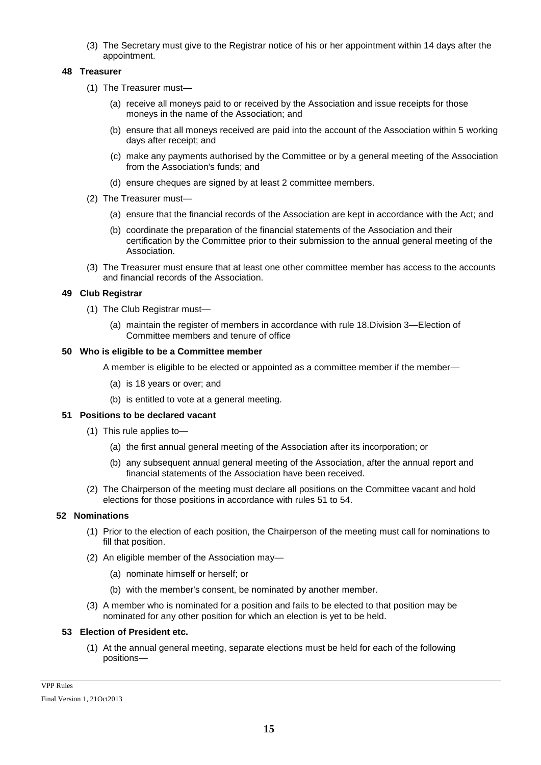(3) The Secretary must give to the Registrar notice of his or her appointment within 14 days after the appointment.

### 48 Treasurer

(1) The Treasurer must—

(a) receive all moneys paid to or received by the Association and issue receipts for those moneys in the name of the Association; and

(b) ensure that all moneys received are paid into the account of the Association within 5 working days after receipt; and

(c) make any payments authorised by the Committee or by a general meeting of the Association from the Association's funds; and

(d) ensure cheques are signed by at least 2 committee members.

(2) The Treasurer must—

(a) ensure that the financial records of the Association are kept in accordance with the Act; and

(b) coordinate the preparation of the financial statements of the Association and their certification by the Committee prior to their submission to the annual general meeting of the Association.

(3) The Treasurer must ensure that at least one other committee member has access to the accounts and financial records of the Association.

### 49 Club Registrar

(1) The Club Registrar must—

(a) maintain the register of members in accordance with rule 18.Division 3—Election of Committee members and tenure of office

### 50 Who is eligible to be a Committee member

A member is eligible to be elected or appointed as a committee member if the member—

(a) is 18 years or over; and

(b) is entitled to vote at a general meeting.

### 51 Positions to be declared vacant

(1) This rule applies to—

(a) the first annual general meeting of the Association after its incorporation; or

(b) any subsequent annual general meeting of the Association, after the annual report and financial statements of the Association have been received.

(2) The Chairperson of the meeting must declare all positions on the Committee vacant and hold elections for those positions in accordance with rules 51 to 54.

### 52 Nominations

(1) Prior to the election of each position, the Chairperson of the meeting must call for nominations to fill that position.

(2) An eligible member of the Association may—

(a) nominate himself or herself; or

(b) with the member's consent, be nominated by another member.

(3) A member who is nominated for a position and fails to be elected to that position may be nominated for any other position for which an election is yet to be held.

### 53 Election of President etc.

(1) At the annual general meeting, separate elections must be held for each of the following positions—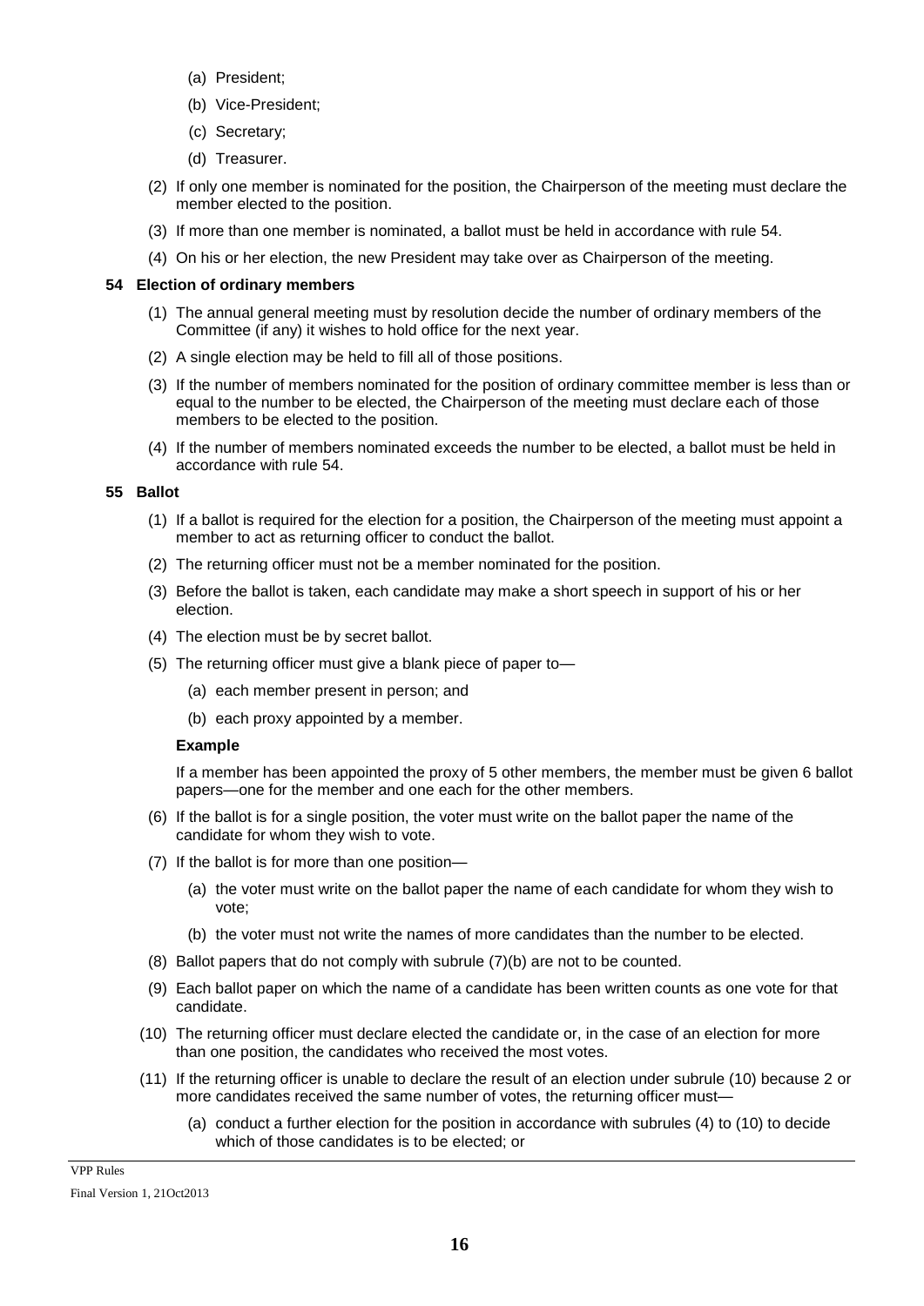(a) President;

(b) Vice-President;

(c) Secretary;

(d) Treasurer.

(2) If only one member is nominated for the position, the Chairperson of the meeting must declare the member elected to the position.

(3) If more than one member is nominated, a ballot must be held in accordance with rule 54.

(4) On his or her election, the new President may take over as Chairperson of the meeting.

**54 Election of ordinary members**

(1) The annual general meeting must by resolution decide the number of ordinary members of the Committee (if any) it wishes to hold office for the next year.

(2) A single election may be held to fill all of those positions.

(3) If the number of members nominated for the position of ordinary committee member is less than or equal to the number to be elected, the Chairperson of the meeting must declare each of those members to be elected to the position.

(4) If the number of members nominated exceeds the number to be elected, a ballot must be held in accordance with rule 54.

**55 Ballot**

(1) If a ballot is required for the election for a position, the Chairperson of the meeting must appoint a member to act as returning officer to conduct the ballot.

(2) The returning officer must not be a member nominated for the position.

(3) Before the ballot is taken, each candidate may make a short speech in support of his or her election.

(4) The election must be by secret ballot.

(5) The returning officer must give a blank piece of paper to—

(a) each member present in person; and

(b) each proxy appointed by a member.

**Example**

If a member has been appointed the proxy of 5 other members, the member must be given 6 ballot papers—one for the member and one each for the other members.

(6) If the ballot is for a single position, the voter must write on the ballot paper the name of the candidate for whom they wish to vote.

(7) If the ballot is for more than one position—

(a) the voter must write on the ballot paper the name of each candidate for whom they wish to vote;

(b) the voter must not write the names of more candidates than the number to be elected.

(8) Ballot papers that do not comply with subrule (7)(b) are not to be counted.

(9) Each ballot paper on which the name of a candidate has been written counts as one vote for that candidate.

(10) The returning officer must declare elected the candidate or, in the case of an election for more than one position, the candidates who received the most votes.

(11) If the returning officer is unable to declare the result of an election under subrule (10) because 2 or more candidates received the same number of votes, the returning officer must—

(a) conduct a further election for the position in accordance with subrules (4) to (10) to decide which of those candidates is to be elected; or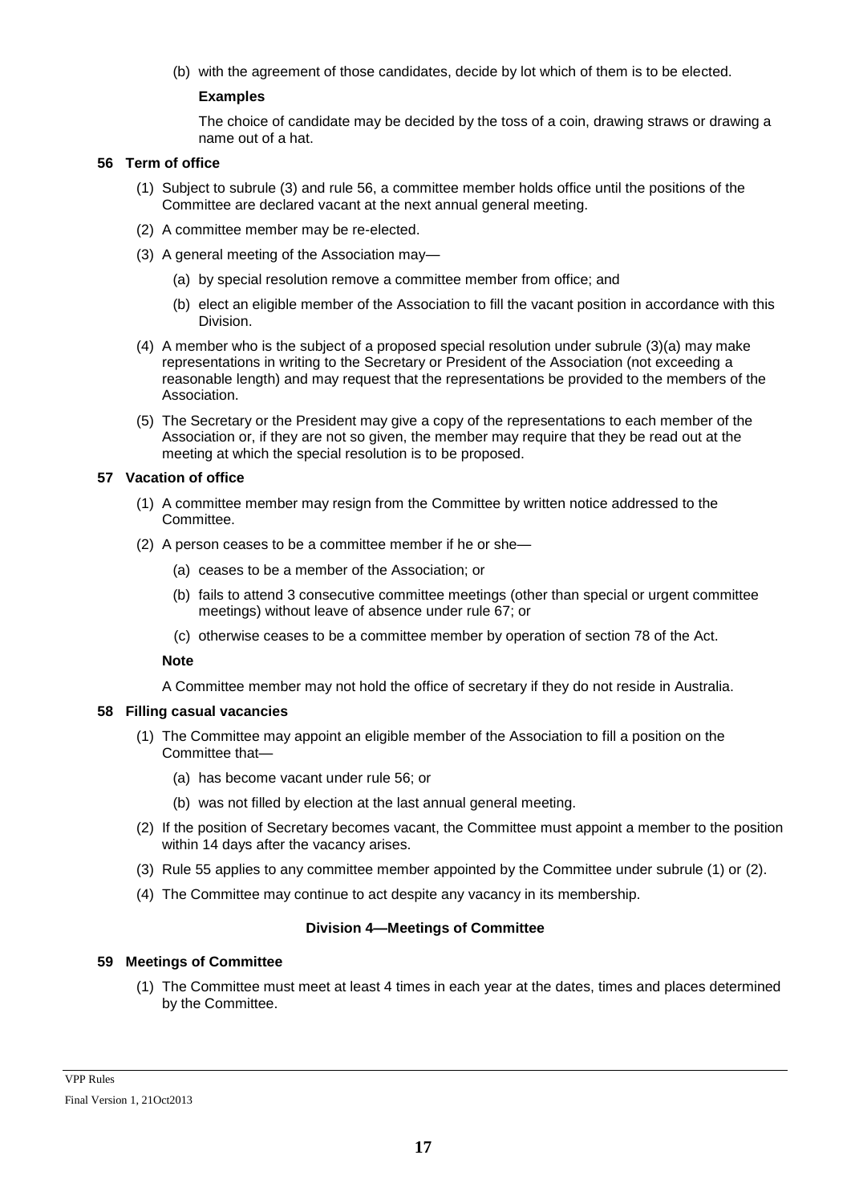(b) with the agreement of those candidates, decide by lot which of them is to be elected.

**Examples**

The choice of candidate may be decided by the toss of a coin, drawing straws or drawing a name out of a hat.

### 56 Term of office

(1) Subject to subrule (3) and rule 56, a committee member holds office until the positions of the Committee are declared vacant at the next annual general meeting.

(2) A committee member may be re-elected.

(3) A general meeting of the Association may—

  (a) by special resolution remove a committee member from office; and

  (b) elect an eligible member of the Association to fill the vacant position in accordance with this Division.

(4) A member who is the subject of a proposed special resolution under subrule (3)(a) may make representations in writing to the Secretary or President of the Association (not exceeding a reasonable length) and may request that the representations be provided to the members of the Association.

(5) The Secretary or the President may give a copy of the representations to each member of the Association or, if they are not so given, the member may require that they be read out at the meeting at which the special resolution is to be proposed.

### 57 Vacation of office

(1) A committee member may resign from the Committee by written notice addressed to the Committee.

(2) A person ceases to be a committee member if he or she—

  (a) ceases to be a member of the Association; or

  (b) fails to attend 3 consecutive committee meetings (other than special or urgent committee meetings) without leave of absence under rule 67; or

  (c) otherwise ceases to be a committee member by operation of section 78 of the Act.

**Note**

A Committee member may not hold the office of secretary if they do not reside in Australia.

### 58 Filling casual vacancies

(1) The Committee may appoint an eligible member of the Association to fill a position on the Committee that—

  (a) has become vacant under rule 56; or

  (b) was not filled by election at the last annual general meeting.

(2) If the position of Secretary becomes vacant, the Committee must appoint a member to the position within 14 days after the vacancy arises.

(3) Rule 55 applies to any committee member appointed by the Committee under subrule (1) or (2).

(4) The Committee may continue to act despite any vacancy in its membership.

## Division 4—Meetings of Committee

### 59 Meetings of Committee

(1) The Committee must meet at least 4 times in each year at the dates, times and places determined by the Committee.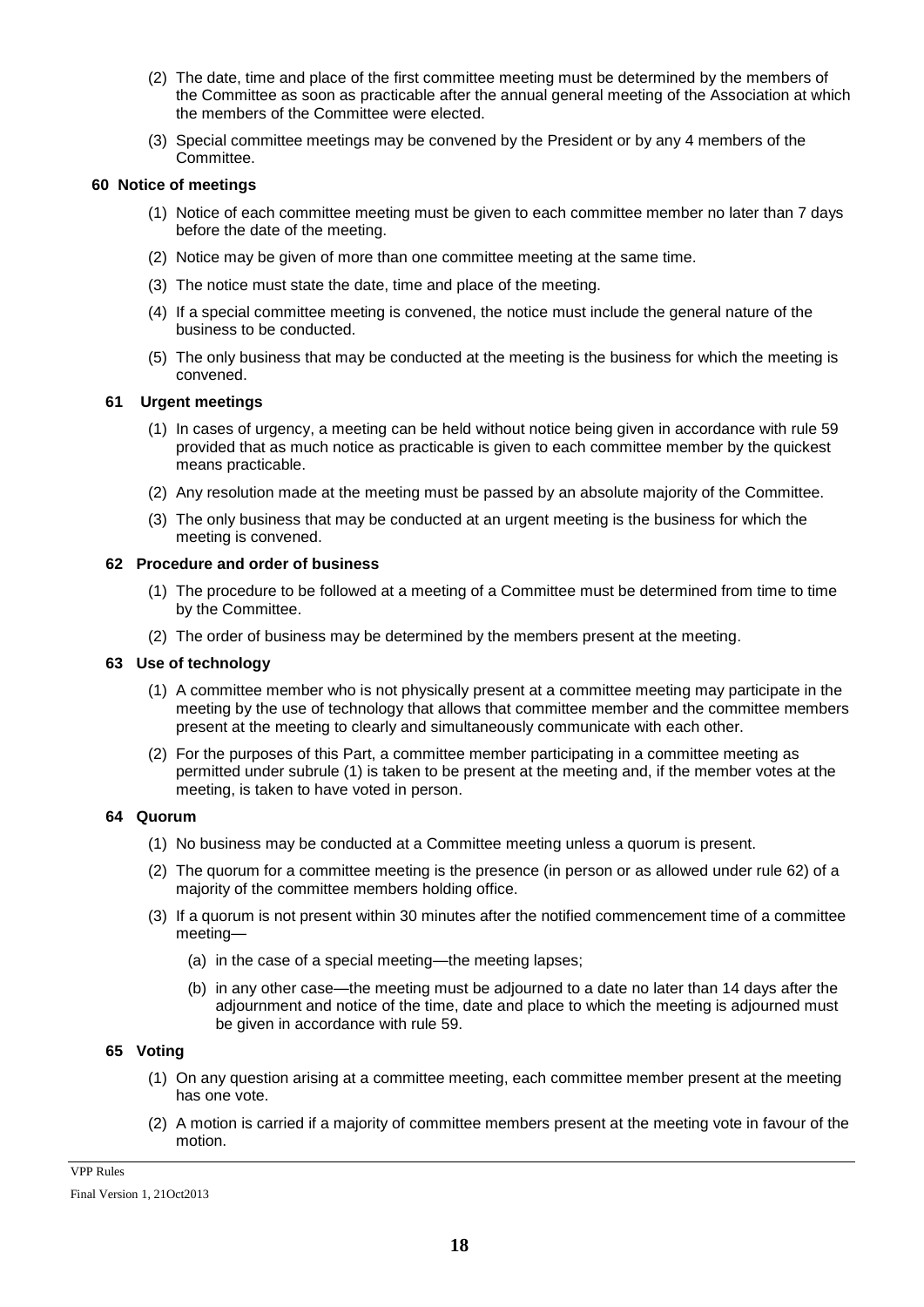(2) The date, time and place of the first committee meeting must be determined by the members of the Committee as soon as practicable after the annual general meeting of the Association at which the members of the Committee were elected.

(3) Special committee meetings may be convened by the President or by any 4 members of the Committee.

### 60 Notice of meetings

(1) Notice of each committee meeting must be given to each committee member no later than 7 days before the date of the meeting.

(2) Notice may be given of more than one committee meeting at the same time.

(3) The notice must state the date, time and place of the meeting.

(4) If a special committee meeting is convened, the notice must include the general nature of the business to be conducted.

(5) The only business that may be conducted at the meeting is the business for which the meeting is convened.

### 61 Urgent meetings

(1) In cases of urgency, a meeting can be held without notice being given in accordance with rule 59 provided that as much notice as practicable is given to each committee member by the quickest means practicable.

(2) Any resolution made at the meeting must be passed by an absolute majority of the Committee.

(3) The only business that may be conducted at an urgent meeting is the business for which the meeting is convened.

### 62 Procedure and order of business

(1) The procedure to be followed at a meeting of a Committee must be determined from time to time by the Committee.

(2) The order of business may be determined by the members present at the meeting.

### 63 Use of technology

(1) A committee member who is not physically present at a committee meeting may participate in the meeting by the use of technology that allows that committee member and the committee members present at the meeting to clearly and simultaneously communicate with each other.

(2) For the purposes of this Part, a committee member participating in a committee meeting as permitted under subrule (1) is taken to be present at the meeting and, if the member votes at the meeting, is taken to have voted in person.

### 64 Quorum

(1) No business may be conducted at a Committee meeting unless a quorum is present.

(2) The quorum for a committee meeting is the presence (in person or as allowed under rule 62) of a majority of the committee members holding office.

(3) If a quorum is not present within 30 minutes after the notified commencement time of a committee meeting—

(a) in the case of a special meeting—the meeting lapses;

(b) in any other case—the meeting must be adjourned to a date no later than 14 days after the adjournment and notice of the time, date and place to which the meeting is adjourned must be given in accordance with rule 59.

### 65 Voting

(1) On any question arising at a committee meeting, each committee member present at the meeting has one vote.

(2) A motion is carried if a majority of committee members present at the meeting vote in favour of the motion.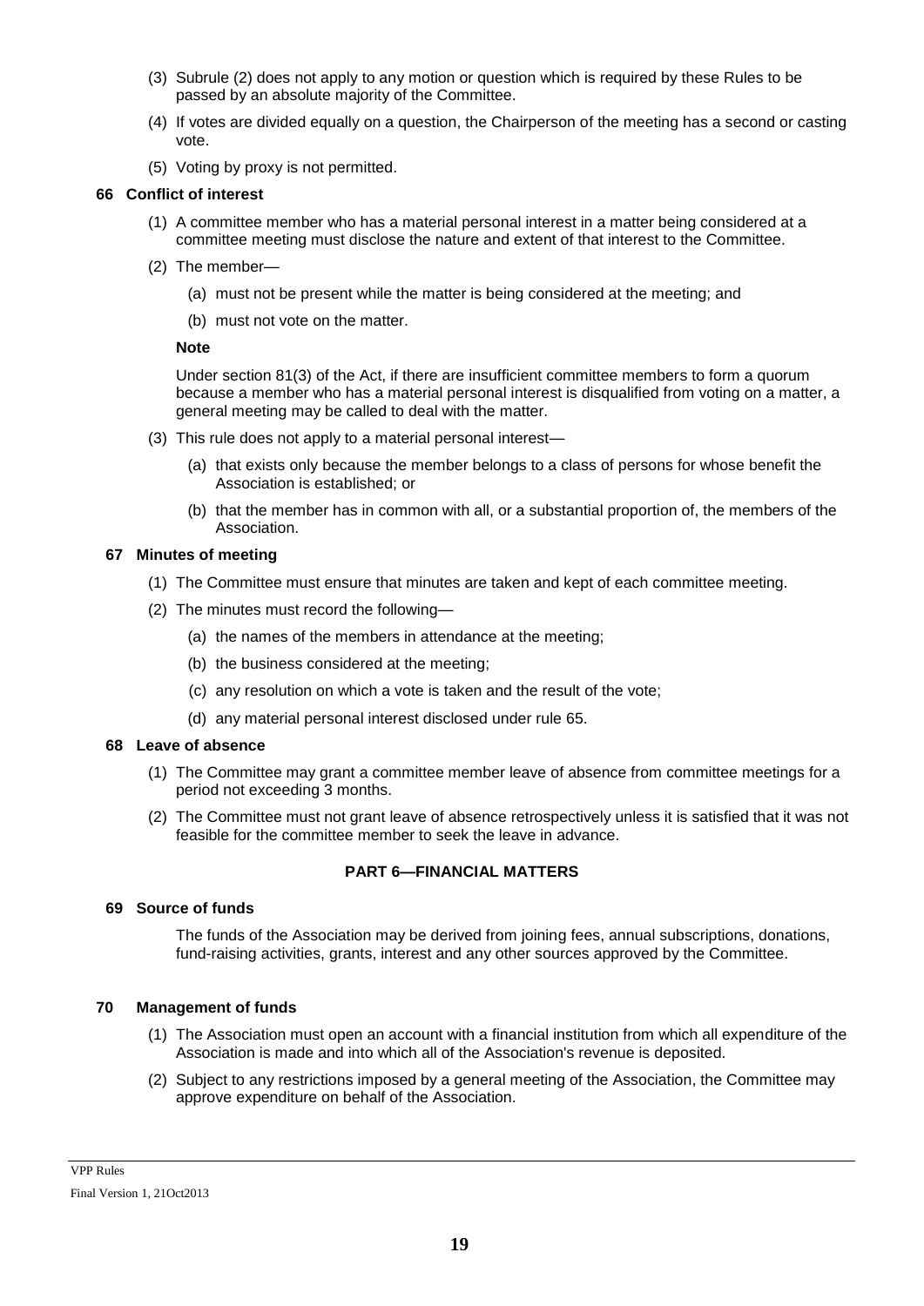(3) Subrule (2) does not apply to any motion or question which is required by these Rules to be passed by an absolute majority of the Committee.

(4) If votes are divided equally on a question, the Chairperson of the meeting has a second or casting vote.

(5) Voting by proxy is not permitted.

**66 Conflict of interest**

(1) A committee member who has a material personal interest in a matter being considered at a committee meeting must disclose the nature and extent of that interest to the Committee.

(2) The member—

(a) must not be present while the matter is being considered at the meeting; and

(b) must not vote on the matter.

**Note**

Under section 81(3) of the Act, if there are insufficient committee members to form a quorum because a member who has a material personal interest is disqualified from voting on a matter, a general meeting may be called to deal with the matter.

(3) This rule does not apply to a material personal interest—

(a) that exists only because the member belongs to a class of persons for whose benefit the Association is established; or

(b) that the member has in common with all, or a substantial proportion of, the members of the Association.

**67 Minutes of meeting**

(1) The Committee must ensure that minutes are taken and kept of each committee meeting.

(2) The minutes must record the following—

(a) the names of the members in attendance at the meeting;

(b) the business considered at the meeting;

(c) any resolution on which a vote is taken and the result of the vote;

(d) any material personal interest disclosed under rule 65.

**68 Leave of absence**

(1) The Committee may grant a committee member leave of absence from committee meetings for a period not exceeding 3 months.

(2) The Committee must not grant leave of absence retrospectively unless it is satisfied that it was not feasible for the committee member to seek the leave in advance.

## PART 6—FINANCIAL MATTERS

**69 Source of funds**

The funds of the Association may be derived from joining fees, annual subscriptions, donations, fund-raising activities, grants, interest and any other sources approved by the Committee.

**70 Management of funds**

(1) The Association must open an account with a financial institution from which all expenditure of the Association is made and into which all of the Association's revenue is deposited.

(2) Subject to any restrictions imposed by a general meeting of the Association, the Committee may approve expenditure on behalf of the Association.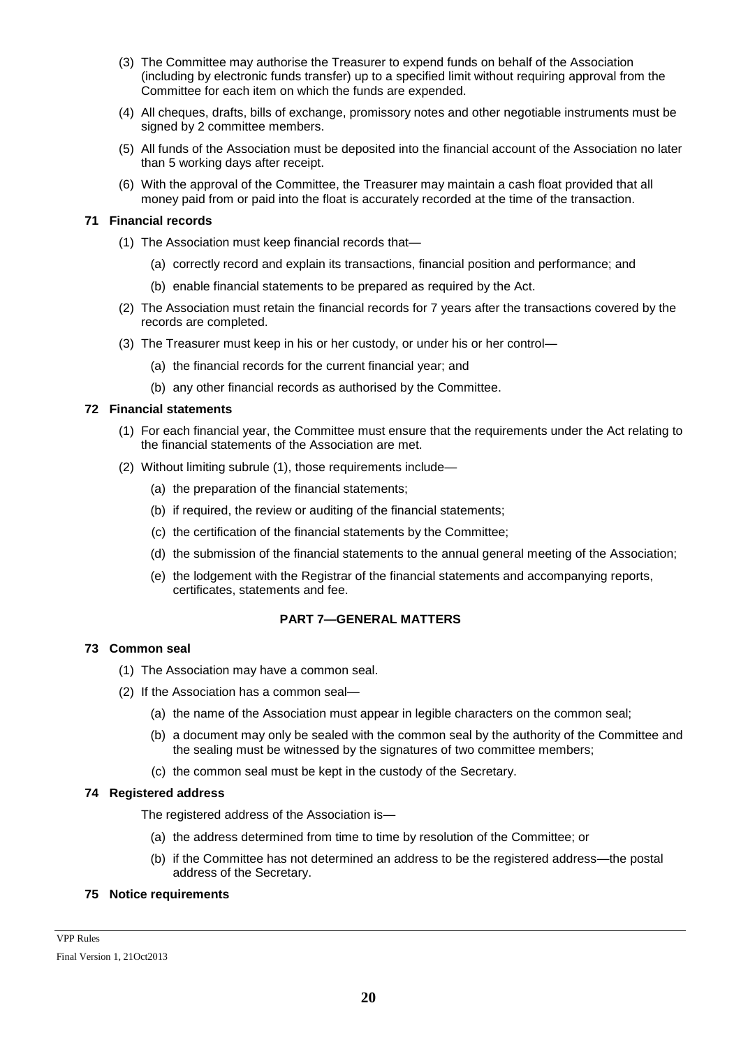(3) The Committee may authorise the Treasurer to expend funds on behalf of the Association (including by electronic funds transfer) up to a specified limit without requiring approval from the Committee for each item on which the funds are expended.

(4) All cheques, drafts, bills of exchange, promissory notes and other negotiable instruments must be signed by 2 committee members.

(5) All funds of the Association must be deposited into the financial account of the Association no later than 5 working days after receipt.

(6) With the approval of the Committee, the Treasurer may maintain a cash float provided that all money paid from or paid into the float is accurately recorded at the time of the transaction.

### 71 Financial records

(1) The Association must keep financial records that—

(a) correctly record and explain its transactions, financial position and performance; and

(b) enable financial statements to be prepared as required by the Act.

(2) The Association must retain the financial records for 7 years after the transactions covered by the records are completed.

(3) The Treasurer must keep in his or her custody, or under his or her control—

(a) the financial records for the current financial year; and

(b) any other financial records as authorised by the Committee.

### 72 Financial statements

(1) For each financial year, the Committee must ensure that the requirements under the Act relating to the financial statements of the Association are met.

(2) Without limiting subrule (1), those requirements include—

(a) the preparation of the financial statements;

(b) if required, the review or auditing of the financial statements;

(c) the certification of the financial statements by the Committee;

(d) the submission of the financial statements to the annual general meeting of the Association;

(e) the lodgement with the Registrar of the financial statements and accompanying reports, certificates, statements and fee.

## PART 7—GENERAL MATTERS

### 73 Common seal

(1) The Association may have a common seal.

(2) If the Association has a common seal—

(a) the name of the Association must appear in legible characters on the common seal;

(b) a document may only be sealed with the common seal by the authority of the Committee and the sealing must be witnessed by the signatures of two committee members;

(c) the common seal must be kept in the custody of the Secretary.

### 74 Registered address

The registered address of the Association is—

(a) the address determined from time to time by resolution of the Committee; or

(b) if the Committee has not determined an address to be the registered address—the postal address of the Secretary.

### 75 Notice requirements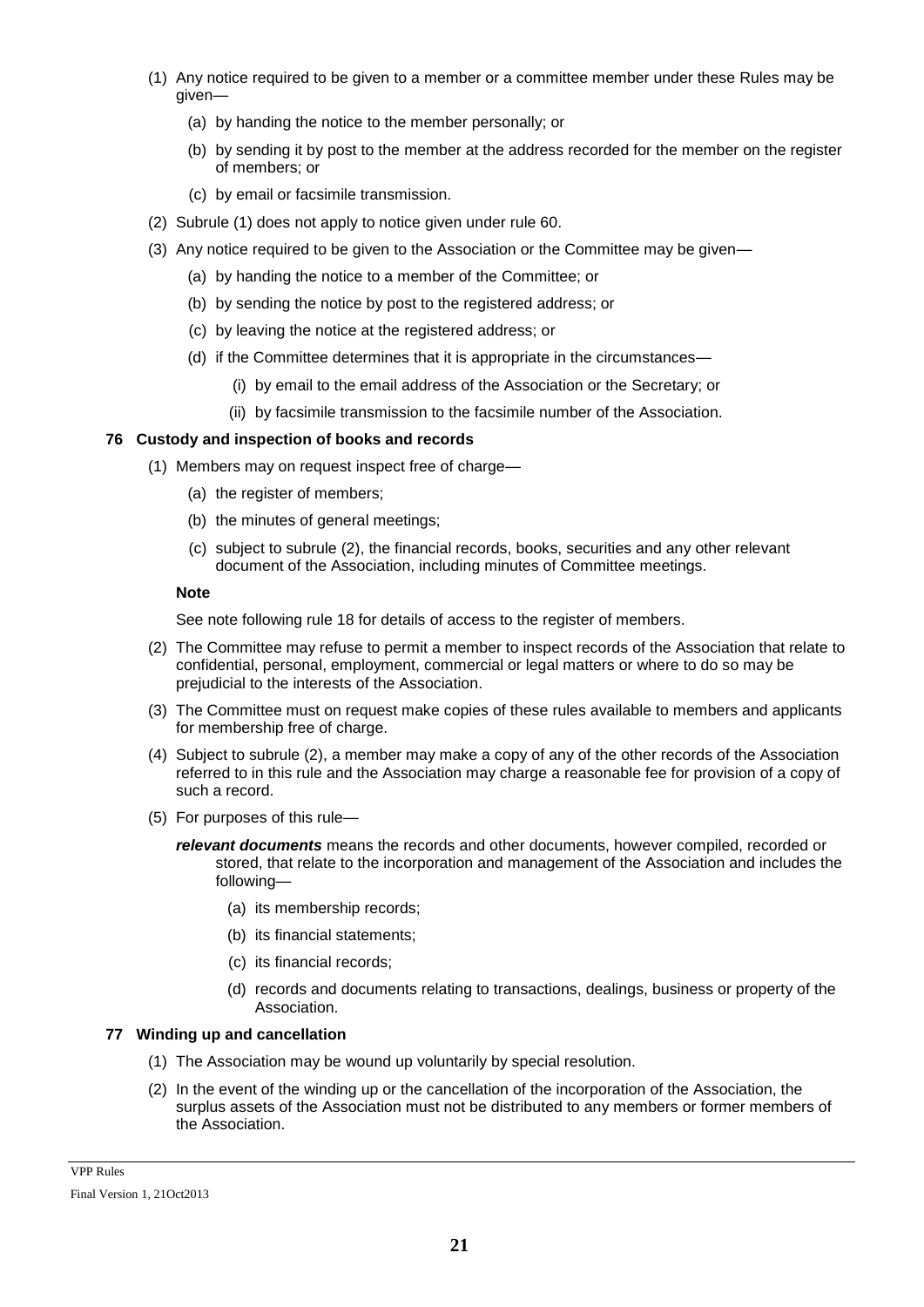(1) Any notice required to be given to a member or a committee member under these Rules may be given—

   (a) by handing the notice to the member personally; or

   (b) by sending it by post to the member at the address recorded for the member on the register of members; or

   (c) by email or facsimile transmission.

(2) Subrule (1) does not apply to notice given under rule 60.

(3) Any notice required to be given to the Association or the Committee may be given—

   (a) by handing the notice to a member of the Committee; or

   (b) by sending the notice by post to the registered address; or

   (c) by leaving the notice at the registered address; or

   (d) if the Committee determines that it is appropriate in the circumstances—

      (i) by email to the email address of the Association or the Secretary; or

      (ii) by facsimile transmission to the facsimile number of the Association.

### 76 Custody and inspection of books and records

(1) Members may on request inspect free of charge—

   (a) the register of members;

   (b) the minutes of general meetings;

   (c) subject to subrule (2), the financial records, books, securities and any other relevant document of the Association, including minutes of Committee meetings.

**Note**

See note following rule 18 for details of access to the register of members.

(2) The Committee may refuse to permit a member to inspect records of the Association that relate to confidential, personal, employment, commercial or legal matters or where to do so may be prejudicial to the interests of the Association.

(3) The Committee must on request make copies of these rules available to members and applicants for membership free of charge.

(4) Subject to subrule (2), a member may make a copy of any of the other records of the Association referred to in this rule and the Association may charge a reasonable fee for provision of a copy of such a record.

(5) For purposes of this rule—

***relevant documents*** means the records and other documents, however compiled, recorded or stored, that relate to the incorporation and management of the Association and includes the following—

   (a) its membership records;

   (b) its financial statements;

   (c) its financial records;

   (d) records and documents relating to transactions, dealings, business or property of the Association.

### 77 Winding up and cancellation

(1) The Association may be wound up voluntarily by special resolution.

(2) In the event of the winding up or the cancellation of the incorporation of the Association, the surplus assets of the Association must not be distributed to any members or former members of the Association.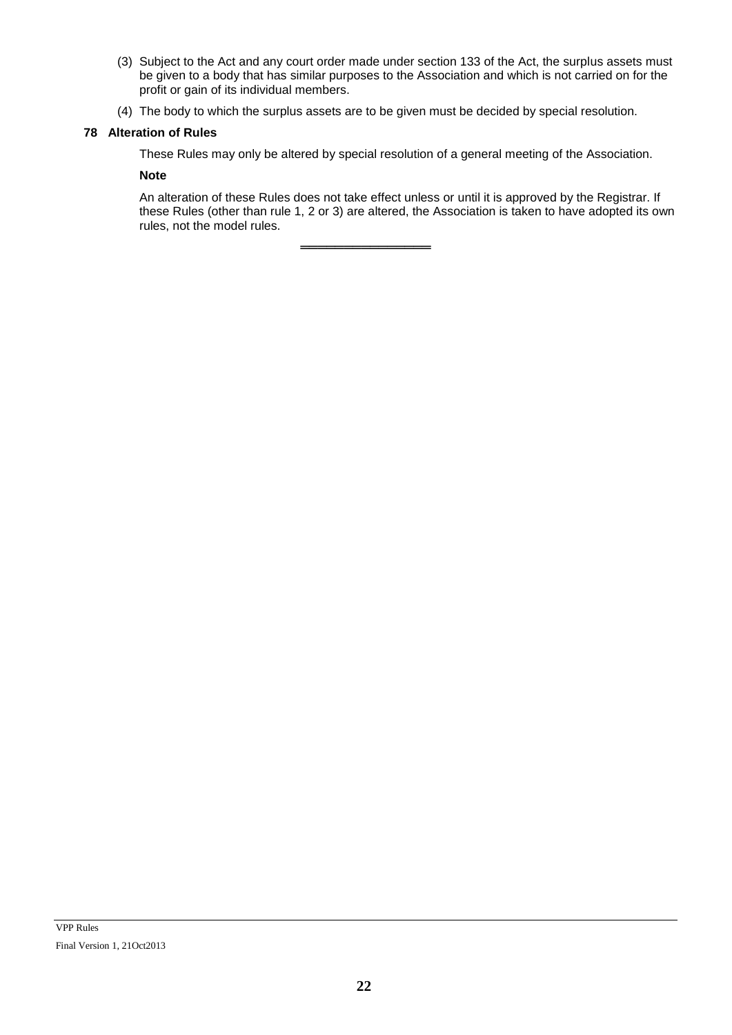(3) Subject to the Act and any court order made under section 133 of the Act, the surplus assets must be given to a body that has similar purposes to the Association and which is not carried on for the profit or gain of its individual members.

(4) The body to which the surplus assets are to be given must be decided by special resolution.

### 78 Alteration of Rules

These Rules may only be altered by special resolution of a general meeting of the Association.

**Note**

An alteration of these Rules does not take effect unless or until it is approved by the Registrar. If these Rules (other than rule 1, 2 or 3) are altered, the Association is taken to have adopted its own rules, not the model rules.